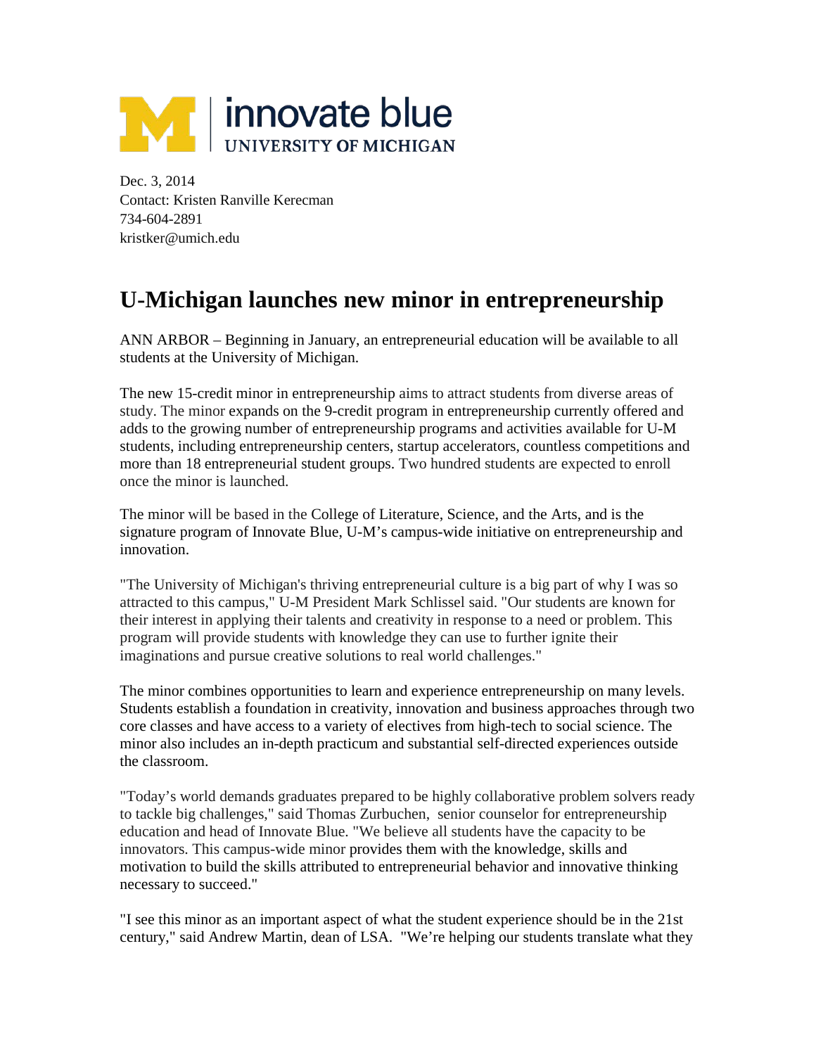innovate blue
UNIVERSITY OF MICHIGAN

Dec. 3, 2014
Contact: Kristen Ranville Kerecman
734-604-2891
kristker@umich.edu

# U-Michigan launches new minor in entrepreneurship

ANN ARBOR – Beginning in January, an entrepreneurial education will be available to all students at the University of Michigan.

The new 15-credit minor in entrepreneurship aims to attract students from diverse areas of study. The minor expands on the 9-credit program in entrepreneurship currently offered and adds to the growing number of entrepreneurship programs and activities available for U-M students, including entrepreneurship centers, startup accelerators, countless competitions and more than 18 entrepreneurial student groups. Two hundred students are expected to enroll once the minor is launched.

The minor will be based in the College of Literature, Science, and the Arts, and is the signature program of Innovate Blue, U-M's campus-wide initiative on entrepreneurship and innovation.

"The University of Michigan's thriving entrepreneurial culture is a big part of why I was so attracted to this campus," U-M President Mark Schlissel said. "Our students are known for their interest in applying their talents and creativity in response to a need or problem. This program will provide students with knowledge they can use to further ignite their imaginations and pursue creative solutions to real world challenges."

The minor combines opportunities to learn and experience entrepreneurship on many levels. Students establish a foundation in creativity, innovation and business approaches through two core classes and have access to a variety of electives from high-tech to social science. The minor also includes an in-depth practicum and substantial self-directed experiences outside the classroom.

"Today's world demands graduates prepared to be highly collaborative problem solvers ready to tackle big challenges," said Thomas Zurbuchen, senior counselor for entrepreneurship education and head of Innovate Blue. "We believe all students have the capacity to be innovators. This campus-wide minor provides them with the knowledge, skills and motivation to build the skills attributed to entrepreneurial behavior and innovative thinking necessary to succeed."

"I see this minor as an important aspect of what the student experience should be in the 21st century," said Andrew Martin, dean of LSA. "We're helping our students translate what they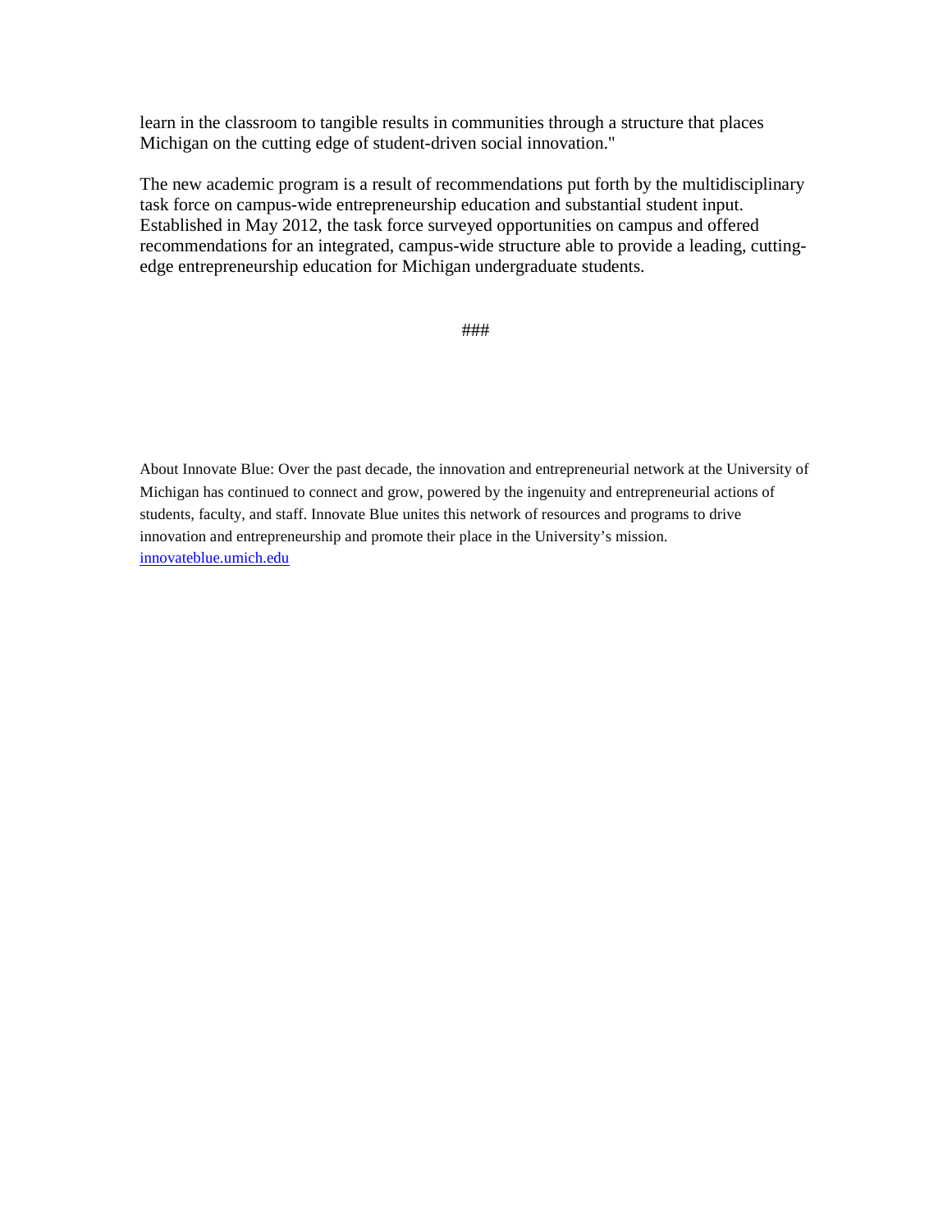learn in the classroom to tangible results in communities through a structure that places Michigan on the cutting edge of student-driven social innovation."

The new academic program is a result of recommendations put forth by the multidisciplinary task force on campus-wide entrepreneurship education and substantial student input. Established in May 2012, the task force surveyed opportunities on campus and offered recommendations for an integrated, campus-wide structure able to provide a leading, cutting-edge entrepreneurship education for Michigan undergraduate students.

###

About Innovate Blue: Over the past decade, the innovation and entrepreneurial network at the University of Michigan has continued to connect and grow, powered by the ingenuity and entrepreneurial actions of students, faculty, and staff. Innovate Blue unites this network of resources and programs to drive innovation and entrepreneurship and promote their place in the University's mission. [innovateblue.umich.edu](innovateblue.umich.edu)